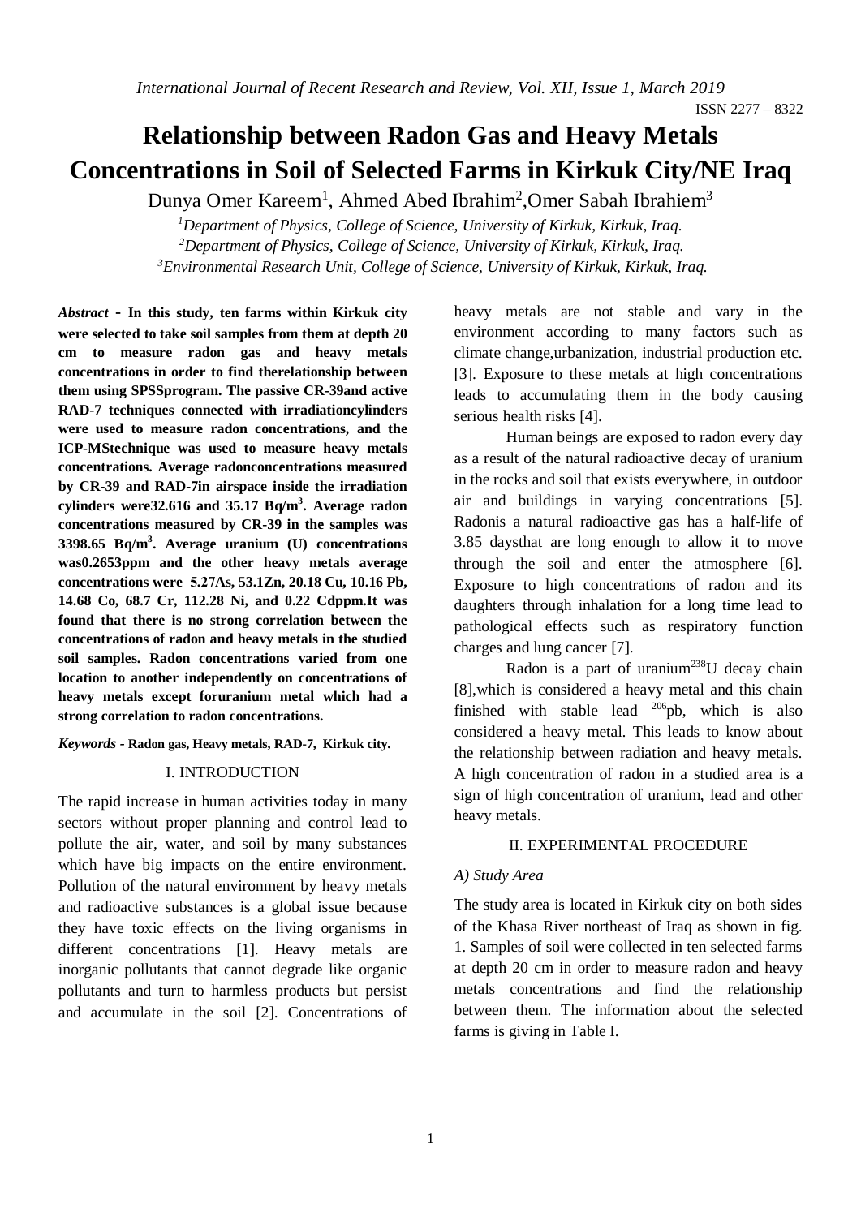# Relationship between Radon Gas and Heavy Metals Concentrations in Soil of Selected Farms in Kirkuk City/NE Iraq

Dunya Omer Kareem[1], Ahmed Abed Ibrahim[2],Omer Sabah Ibrahiem[3]

[1]*Department of Physics, College of Science, University of Kirkuk, Kirkuk, Iraq.*
[2]*Department of Physics, College of Science, University of Kirkuk, Kirkuk, Iraq.*
[3]*Environmental Research Unit, College of Science, University of Kirkuk, Kirkuk, Iraq.*

***Abstract* - In this study, ten farms within Kirkuk city were selected to take soil samples from them at depth 20 cm to measure radon gas and heavy metals concentrations in order to find therelationship between them using SPSSprogram. The passive CR-39and active RAD-7 techniques connected with irradiationcylinders were used to measure radon concentrations, and the ICP-MStechnique was used to measure heavy metals concentrations. Average radonconcentrations measured by CR-39 and RAD-7in airspace inside the irradiation cylinders were32.616 and 35.17 Bq/m$^3$. Average radon concentrations measured by CR-39 in the samples was 3398.65 Bq/m$^3$. Average uranium (U) concentrations was0.2653ppm and the other heavy metals average concentrations were 5.27As, 53.1Zn, 20.18 Cu, 10.16 Pb, 14.68 Co, 68.7 Cr, 112.28 Ni, and 0.22 Cdppm.It was found that there is no strong correlation between the concentrations of radon and heavy metals in the studied soil samples. Radon concentrations varied from one location to another independently on concentrations of heavy metals except foruranium metal which had a strong correlation to radon concentrations.**

***Keywords* - Radon gas, Heavy metals, RAD-7, Kirkuk city.**

## I. INTRODUCTION

The rapid increase in human activities today in many sectors without proper planning and control lead to pollute the air, water, and soil by many substances which have big impacts on the entire environment. Pollution of the natural environment by heavy metals and radioactive substances is a global issue because they have toxic effects on the living organisms in different concentrations [1]. Heavy metals are inorganic pollutants that cannot degrade like organic pollutants and turn to harmless products but persist and accumulate in the soil [2]. Concentrations of heavy metals are not stable and vary in the environment according to many factors such as climate change,urbanization, industrial production etc. [3]. Exposure to these metals at high concentrations leads to accumulating them in the body causing serious health risks [4].

Human beings are exposed to radon every day as a result of the natural radioactive decay of uranium in the rocks and soil that exists everywhere, in outdoor air and buildings in varying concentrations [5]. Radonis a natural radioactive gas has a half-life of 3.85 daysthat are long enough to allow it to move through the soil and enter the atmosphere [6]. Exposure to high concentrations of radon and its daughters through inhalation for a long time lead to pathological effects such as respiratory function charges and lung cancer [7].

Radon is a part of uranium$^{238}$U decay chain [8],which is considered a heavy metal and this chain finished with stable lead $^{206}$pb, which is also considered a heavy metal. This leads to know about the relationship between radiation and heavy metals. A high concentration of radon in a studied area is a sign of high concentration of uranium, lead and other heavy metals.

## II. EXPERIMENTAL PROCEDURE

### *A) Study Area*

The study area is located in Kirkuk city on both sides of the Khasa River northeast of Iraq as shown in fig. 1. Samples of soil were collected in ten selected farms at depth 20 cm in order to measure radon and heavy metals concentrations and find the relationship between them. The information about the selected farms is giving in Table I.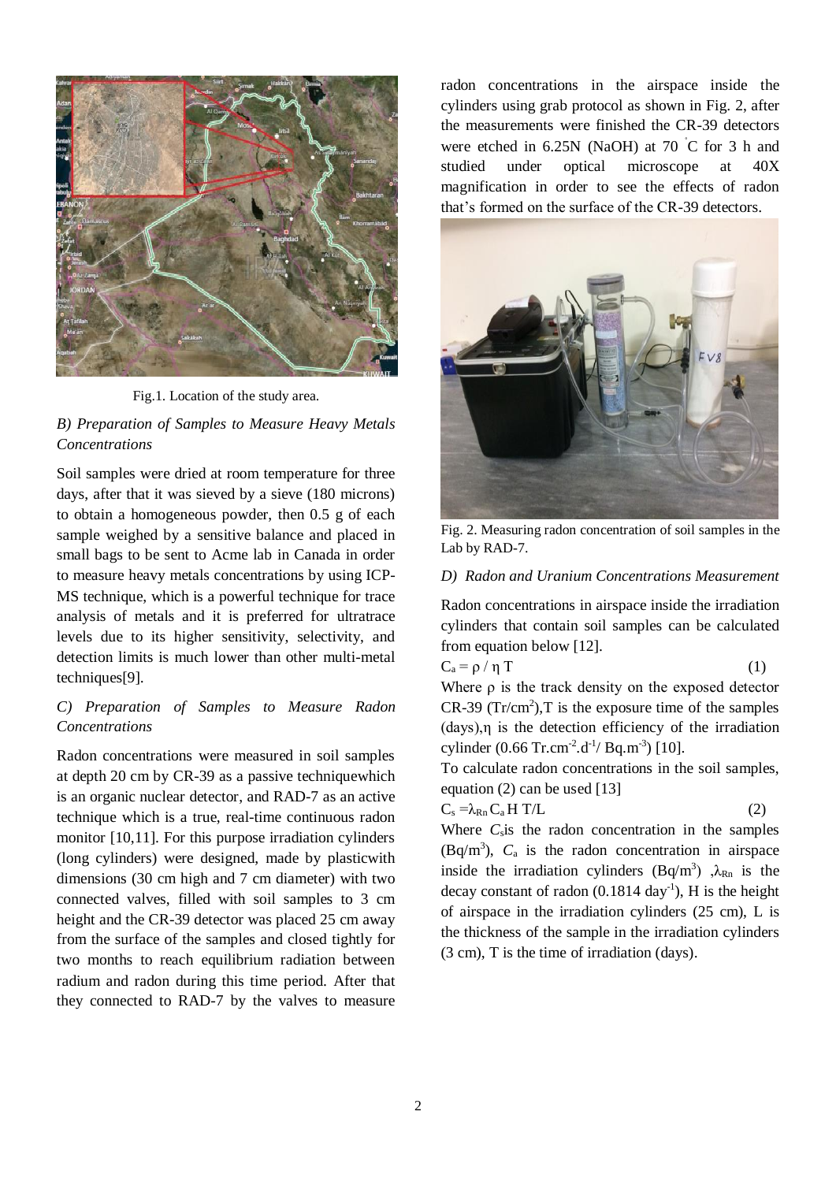Fig.1. Location of the study area.

### *B) Preparation of Samples to Measure Heavy Metals Concentrations*

Soil samples were dried at room temperature for three days, after that it was sieved by a sieve (180 microns) to obtain a homogeneous powder, then 0.5 g of each sample weighed by a sensitive balance and placed in small bags to be sent to Acme lab in Canada in order to measure heavy metals concentrations by using ICP-MS technique, which is a powerful technique for trace analysis of metals and it is preferred for ultratrace levels due to its higher sensitivity, selectivity, and detection limits is much lower than other multi-metal techniques[9].

### *C) Preparation of Samples to Measure Radon Concentrations*

Radon concentrations were measured in soil samples at depth 20 cm by CR-39 as a passive techniquewhich is an organic nuclear detector, and RAD-7 as an active technique which is a true, real-time continuous radon monitor [10,11]. For this purpose irradiation cylinders (long cylinders) were designed, made by plasticwith dimensions (30 cm high and 7 cm diameter) with two connected valves, filled with soil samples to 3 cm height and the CR-39 detector was placed 25 cm away from the surface of the samples and closed tightly for two months to reach equilibrium radiation between radium and radon during this time period. After that they connected to RAD-7 by the valves to measure radon concentrations in the airspace inside the cylinders using grab protocol as shown in Fig. 2, after the measurements were finished the CR-39 detectors were etched in 6.25N (NaOH) at 70 °C for 3 h and studied under optical microscope at 40X magnification in order to see the effects of radon that's formed on the surface of the CR-39 detectors.

Fig. 2. Measuring radon concentration of soil samples in the Lab by RAD-7.

### *D) Radon and Uranium Concentrations Measurement*

Radon concentrations in airspace inside the irradiation cylinders that contain soil samples can be calculated from equation below [12].

$$C_a = \rho / \eta T \tag{1}$$

Where $\rho$ is the track density on the exposed detector CR-39 ($Tr/cm^2$),T is the exposure time of the samples (days),$\eta$ is the detection efficiency of the irradiation cylinder ($0.66\ Tr.cm^{-2}.d^{-1}/\ Bq.m^{-3}$) [10].

To calculate radon concentrations in the soil samples, equation (2) can be used [13]

$$C_s = \lambda_{Rn} C_a H\ T/L \tag{2}$$

Where $C_s$is the radon concentration in the samples ($Bq/m^3$), $C_a$ is the radon concentration in airspace inside the irradiation cylinders ($Bq/m^3$) ,$\lambda_{Rn}$ is the decay constant of radon ($0.1814\ day^{-1}$), H is the height of airspace in the irradiation cylinders (25 cm), L is the thickness of the sample in the irradiation cylinders (3 cm), T is the time of irradiation (days).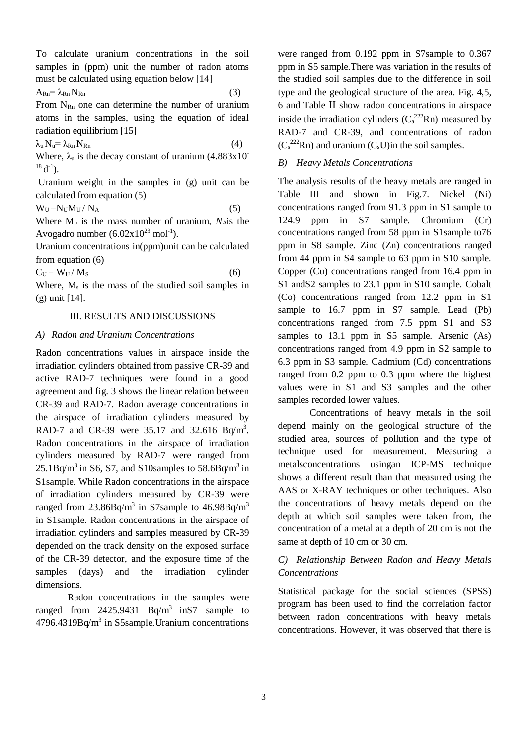To calculate uranium concentrations in the soil samples in (ppm) unit the number of radon atoms must be calculated using equation below [14]

$$A_{Rn} = \lambda_{Rn} N_{Rn} \quad (3)$$

From $N_{Rn}$ one can determine the number of uranium atoms in the samples, using the equation of ideal radiation equilibrium [15]

$$\lambda_u N_u = \lambda_{Rn} N_{Rn} \quad (4)$$

Where, $\lambda_u$ is the decay constant of uranium ($4.883 \times 10^{-18}$ $d^{-1}$).

Uranium weight in the samples in (g) unit can be calculated from equation (5)

$$W_U = N_U M_U / N_A \quad (5)$$

Where $M_u$ is the mass number of uranium, $N_A$ is the Avogadro number ($6.02 \times 10^{23}$ $mol^{-1}$).

Uranium concentrations in(ppm)unit can be calculated from equation (6)

$$C_U = W_U / M_S \quad (6)$$

Where, $M_s$ is the mass of the studied soil samples in (g) unit [14].

## III. RESULTS AND DISCUSSIONS

### *A) Radon and Uranium Concentrations*

Radon concentrations values in airspace inside the irradiation cylinders obtained from passive CR-39 and active RAD-7 techniques were found in a good agreement and fig. 3 shows the linear relation between CR-39 and RAD-7. Radon average concentrations in the airspace of irradiation cylinders measured by RAD-7 and CR-39 were 35.17 and 32.616 $Bq/m^3$. Radon concentrations in the airspace of irradiation cylinders measured by RAD-7 were ranged from 25.1$Bq/m^3$ in S6, S7, and S10samples to 58.6$Bq/m^3$ in S1sample. While Radon concentrations in the airspace of irradiation cylinders measured by CR-39 were ranged from 23.86$Bq/m^3$ in S7sample to 46.98$Bq/m^3$ in S1sample. Radon concentrations in the airspace of irradiation cylinders and samples measured by CR-39 depended on the track density on the exposed surface of the CR-39 detector, and the exposure time of the samples (days) and the irradiation cylinder dimensions.

Radon concentrations in the samples were ranged from 2425.9431 $Bq/m^3$ inS7 sample to 4796.4319$Bq/m^3$ in S5sample.Uranium concentrations were ranged from 0.192 ppm in S7sample to 0.367 ppm in S5 sample.There was variation in the results of the studied soil samples due to the difference in soil type and the geological structure of the area. Fig. 4,5, 6 and Table II show radon concentrations in airspace inside the irradiation cylinders ($C_a^{222}Rn$) measured by RAD-7 and CR-39, and concentrations of radon ($C_s^{222}Rn$) and uranium ($C_sU$)in the soil samples.

### *B) Heavy Metals Concentrations*

The analysis results of the heavy metals are ranged in Table III and shown in Fig.7. Nickel (Ni) concentrations ranged from 91.3 ppm in S1 sample to 124.9 ppm in S7 sample. Chromium (Cr) concentrations ranged from 58 ppm in S1sample to76 ppm in S8 sample. Zinc (Zn) concentrations ranged from 44 ppm in S4 sample to 63 ppm in S10 sample. Copper (Cu) concentrations ranged from 16.4 ppm in S1 andS2 samples to 23.1 ppm in S10 sample. Cobalt (Co) concentrations ranged from 12.2 ppm in S1 sample to 16.7 ppm in S7 sample. Lead (Pb) concentrations ranged from 7.5 ppm S1 and S3 samples to 13.1 ppm in S5 sample. Arsenic (As) concentrations ranged from 4.9 ppm in S2 sample to 6.3 ppm in S3 sample. Cadmium (Cd) concentrations ranged from 0.2 ppm to 0.3 ppm where the highest values were in S1 and S3 samples and the other samples recorded lower values.

Concentrations of heavy metals in the soil depend mainly on the geological structure of the studied area, sources of pollution and the type of technique used for measurement. Measuring a metalsconcentrations usingan ICP-MS technique shows a different result than that measured using the AAS or X-RAY techniques or other techniques. Also the concentrations of heavy metals depend on the depth at which soil samples were taken from, the concentration of a metal at a depth of 20 cm is not the same at depth of 10 cm or 30 cm.

### *C) Relationship Between Radon and Heavy Metals Concentrations*

Statistical package for the social sciences (SPSS) program has been used to find the correlation factor between radon concentrations with heavy metals concentrations. However, it was observed that there is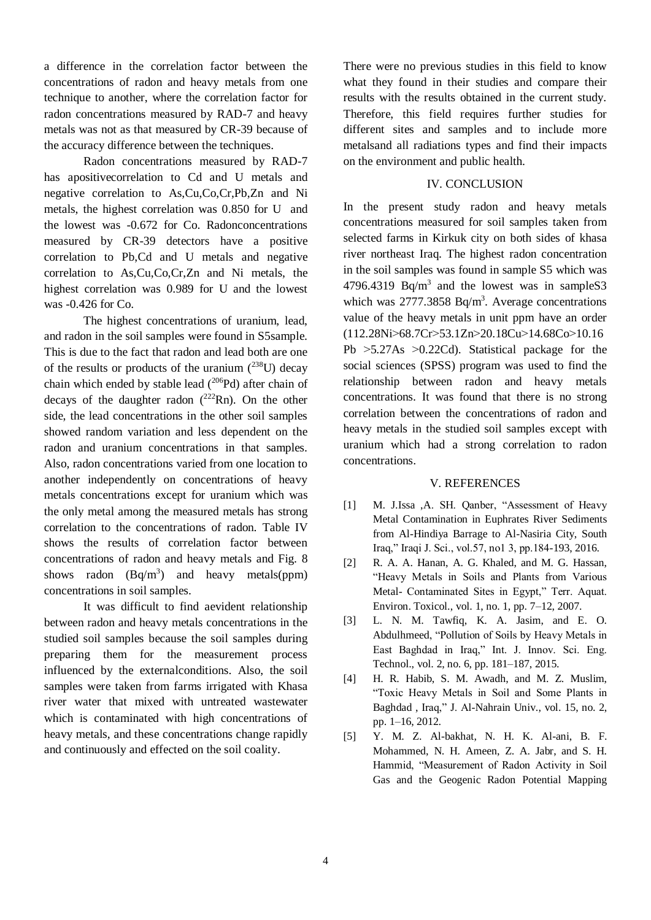a difference in the correlation factor between the concentrations of radon and heavy metals from one technique to another, where the correlation factor for radon concentrations measured by RAD-7 and heavy metals was not as that measured by CR-39 because of the accuracy difference between the techniques.

Radon concentrations measured by RAD-7 has apositivecorrelation to Cd and U metals and negative correlation to As,Cu,Co,Cr,Pb,Zn and Ni metals, the highest correlation was 0.850 for U and the lowest was -0.672 for Co. Radonconcentrations measured by CR-39 detectors have a positive correlation to Pb,Cd and U metals and negative correlation to As,Cu,Co,Cr,Zn and Ni metals, the highest correlation was 0.989 for U and the lowest was -0.426 for Co.

The highest concentrations of uranium, lead, and radon in the soil samples were found in S5sample. This is due to the fact that radon and lead both are one of the results or products of the uranium ($^{238}U$) decay chain which ended by stable lead ($^{206}Pd$) after chain of decays of the daughter radon ($^{222}Rn$). On the other side, the lead concentrations in the other soil samples showed random variation and less dependent on the radon and uranium concentrations in that samples. Also, radon concentrations varied from one location to another independently on concentrations of heavy metals concentrations except for uranium which was the only metal among the measured metals has strong correlation to the concentrations of radon. Table IV shows the results of correlation factor between concentrations of radon and heavy metals and Fig. 8 shows radon (Bq/m$^3$) and heavy metals(ppm) concentrations in soil samples.

It was difficult to find aevident relationship between radon and heavy metals concentrations in the studied soil samples because the soil samples during preparing them for the measurement process influenced by the externalconditions. Also, the soil samples were taken from farms irrigated with Khasa river water that mixed with untreated wastewater which is contaminated with high concentrations of heavy metals, and these concentrations change rapidly and continuously and effected on the soil coality.

There were no previous studies in this field to know what they found in their studies and compare their results with the results obtained in the current study. Therefore, this field requires further studies for different sites and samples and to include more metalsand all radiations types and find their impacts on the environment and public health.

## IV. CONCLUSION

In the present study radon and heavy metals concentrations measured for soil samples taken from selected farms in Kirkuk city on both sides of khasa river northeast Iraq. The highest radon concentration in the soil samples was found in sample S5 which was 4796.4319 Bq/m$^3$ and the lowest was in sampleS3 which was 2777.3858 Bq/m$^3$. Average concentrations value of the heavy metals in unit ppm have an order (112.28Ni>68.7Cr>53.1Zn>20.18Cu>14.68Co>10.16 Pb >5.27As >0.22Cd). Statistical package for the social sciences (SPSS) program was used to find the relationship between radon and heavy metals concentrations. It was found that there is no strong correlation between the concentrations of radon and heavy metals in the studied soil samples except with uranium which had a strong correlation to radon concentrations.

## V. REFERENCES

[1] M. J.Issa ,A. SH. Qanber, "Assessment of Heavy Metal Contamination in Euphrates River Sediments from Al-Hindiya Barrage to Al-Nasiria City, South Iraq," Iraqi J. Sci., vol.57, no1 3, pp.184-193, 2016.

[2] R. A. A. Hanan, A. G. Khaled, and M. G. Hassan, "Heavy Metals in Soils and Plants from Various Metal- Contaminated Sites in Egypt," Terr. Aquat. Environ. Toxicol., vol. 1, no. 1, pp. 7–12, 2007.

[3] L. N. M. Tawfiq, K. A. Jasim, and E. O. Abdulhmeed, "Pollution of Soils by Heavy Metals in East Baghdad in Iraq," Int. J. Innov. Sci. Eng. Technol., vol. 2, no. 6, pp. 181–187, 2015.

[4] H. R. Habib, S. M. Awadh, and M. Z. Muslim, "Toxic Heavy Metals in Soil and Some Plants in Baghdad , Iraq," J. Al-Nahrain Univ., vol. 15, no. 2, pp. 1–16, 2012.

[5] Y. M. Z. Al-bakhat, N. H. K. Al-ani, B. F. Mohammed, N. H. Ameen, Z. A. Jabr, and S. H. Hammid, "Measurement of Radon Activity in Soil Gas and the Geogenic Radon Potential Mapping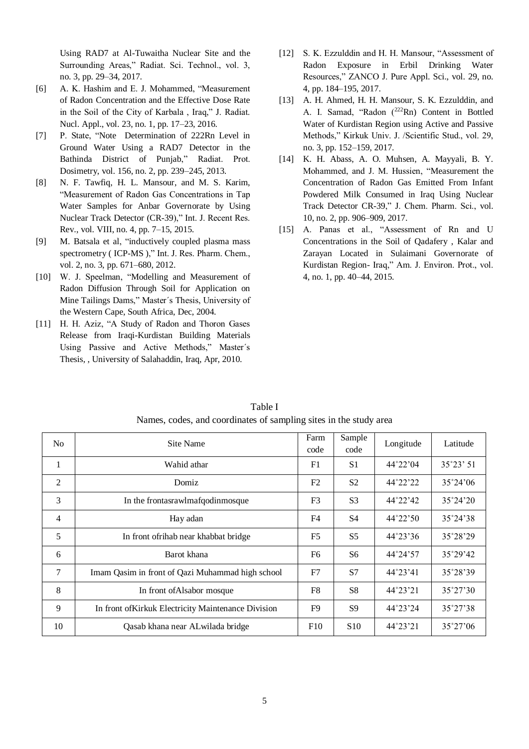Using RAD7 at Al-Tuwaitha Nuclear Site and the Surrounding Areas," Radiat. Sci. Technol., vol. 3, no. 3, pp. 29–34, 2017.

[6] A. K. Hashim and E. J. Mohammed, "Measurement of Radon Concentration and the Effective Dose Rate in the Soil of the City of Karbala , Iraq," J. Radiat. Nucl. Appl., vol. 23, no. 1, pp. 17–23, 2016.

[7] P. State, "Note Determination of 222Rn Level in Ground Water Using a RAD7 Detector in the Bathinda District of Punjab," Radiat. Prot. Dosimetry, vol. 156, no. 2, pp. 239–245, 2013.

[8] N. F. Tawfiq, H. L. Mansour, and M. S. Karim, "Measurement of Radon Gas Concentrations in Tap Water Samples for Anbar Governorate by Using Nuclear Track Detector (CR-39)," Int. J. Recent Res. Rev., vol. VIII, no. 4, pp. 7–15, 2015.

[9] M. Batsala et al, "inductively coupled plasma mass spectrometry ( ICP-MS )," Int. J. Res. Pharm. Chem., vol. 2, no. 3, pp. 671–680, 2012.

[10] W. J. Speelman, "Modelling and Measurement of Radon Diffusion Through Soil for Application on Mine Tailings Dams," Master´s Thesis, University of the Western Cape, South Africa, Dec, 2004.

[11] H. H. Aziz, "A Study of Radon and Thoron Gases Release from Iraqi-Kurdistan Building Materials Using Passive and Active Methods," Master´s Thesis, , University of Salahaddin, Iraq, Apr, 2010.

[12] S. K. Ezzulddin and H. H. Mansour, "Assessment of Radon Exposure in Erbil Drinking Water Resources," ZANCO J. Pure Appl. Sci., vol. 29, no. 4, pp. 184–195, 2017.

[13] A. H. Ahmed, H. H. Mansour, S. K. Ezzulddin, and A. I. Samad, "Radon ($^{222}$Rn) Content in Bottled Water of Kurdistan Region using Active and Passive Methods," Kirkuk Univ. J. /Scientific Stud., vol. 29, no. 3, pp. 152–159, 2017.

[14] K. H. Abass, A. O. Muhsen, A. Mayyali, B. Y. Mohammed, and J. M. Hussien, "Measurement the Concentration of Radon Gas Emitted From Infant Powdered Milk Consumed in Iraq Using Nuclear Track Detector CR-39," J. Chem. Pharm. Sci., vol. 10, no. 2, pp. 906–909, 2017.

[15] A. Panas et al., "Assessment of Rn and U Concentrations in the Soil of Qadafery , Kalar and Zarayan Located in Sulaimani Governorate of Kurdistan Region- Iraq," Am. J. Environ. Prot., vol. 4, no. 1, pp. 40–44, 2015.

Table I
Names, codes, and coordinates of sampling sites in the study area

| No | Site Name | Farm code | Sample code | Longitude | Latitude |
|---|---|---|---|---|---|
| 1 | Wahid athar | F1 | S1 | 44˚22'04 | 35˚23' 51 |
| 2 | Domiz | F2 | S2 | 44˚22'22 | 35˚24'06 |
| 3 | In the frontasrawlmafqodinmosque | F3 | S3 | 44˚22'42 | 35˚24'20 |
| 4 | Hay adan | F4 | S4 | 44˚22'50 | 35˚24'38 |
| 5 | In front ofrihab near khabbat bridge | F5 | S5 | 44˚23'36 | 35˚28'29 |
| 6 | Barot khana | F6 | S6 | 44˚24'57 | 35˚29'42 |
| 7 | Imam Qasim in front of Qazi Muhammad high school | F7 | S7 | 44˚23'41 | 35˚28'39 |
| 8 | In front ofAlsabor mosque | F8 | S8 | 44˚23'21 | 35˚27'30 |
| 9 | In front ofKirkuk Electricity Maintenance Division | F9 | S9 | 44˚23'24 | 35˚27'38 |
| 10 | Qasab khana near ALwilada bridge | F10 | S10 | 44˚23'21 | 35˚27'06 |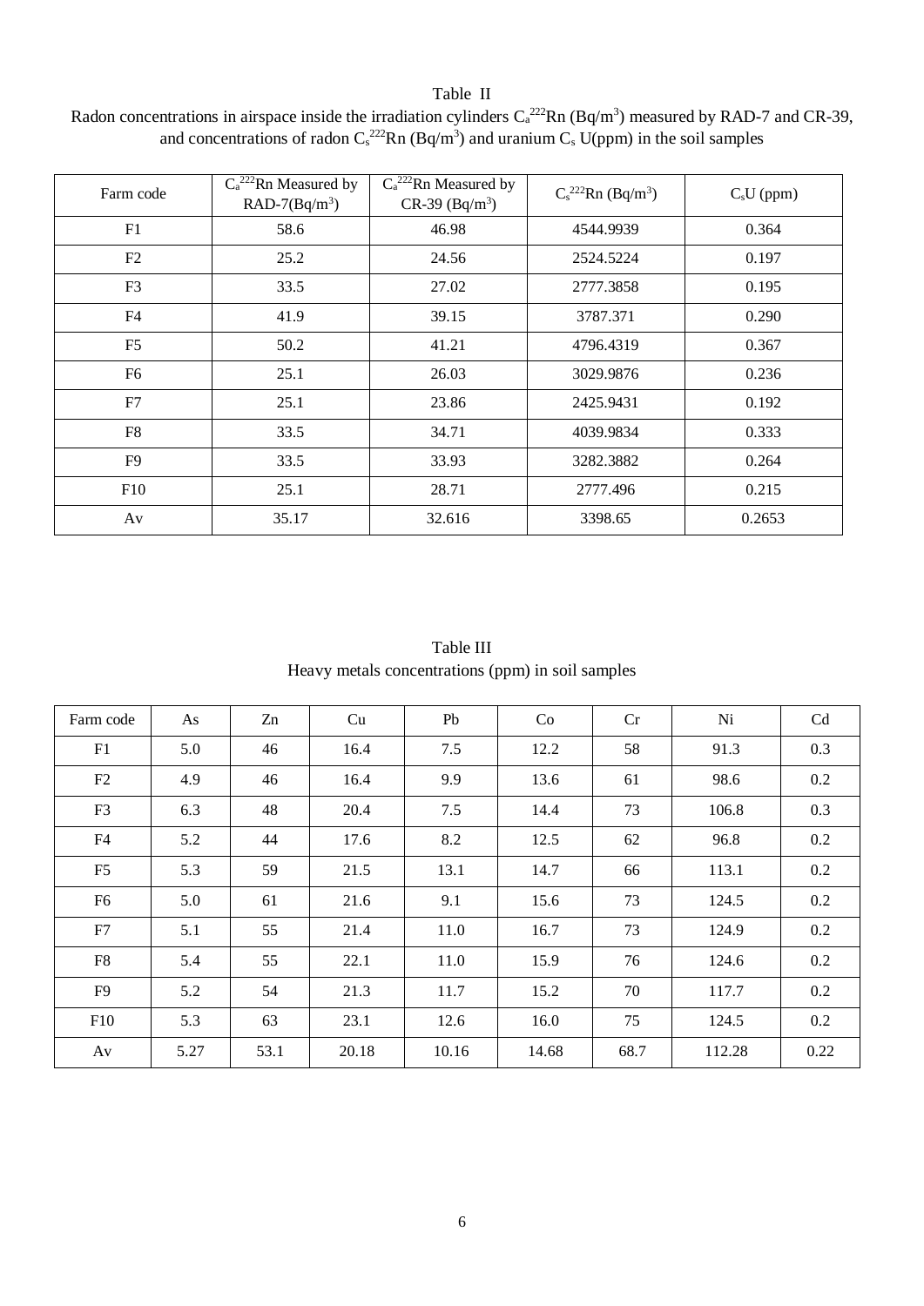Table II

Radon concentrations in airspace inside the irradiation cylinders $C_a{}^{222}Rn$ (Bq/m$^3$) measured by RAD-7 and CR-39, and concentrations of radon $C_s{}^{222}Rn$ (Bq/m$^3$) and uranium $C_s$ U(ppm) in the soil samples

| Farm code | $C_a{}^{222}Rn$ Measured by RAD-7(Bq/m$^3$) | $C_a{}^{222}Rn$ Measured by CR-39 (Bq/m$^3$) | $C_s{}^{222}Rn$ (Bq/m$^3$) | $C_s$U (ppm) |
|---|---|---|---|---|
| F1 | 58.6 | 46.98 | 4544.9939 | 0.364 |
| F2 | 25.2 | 24.56 | 2524.5224 | 0.197 |
| F3 | 33.5 | 27.02 | 2777.3858 | 0.195 |
| F4 | 41.9 | 39.15 | 3787.371 | 0.290 |
| F5 | 50.2 | 41.21 | 4796.4319 | 0.367 |
| F6 | 25.1 | 26.03 | 3029.9876 | 0.236 |
| F7 | 25.1 | 23.86 | 2425.9431 | 0.192 |
| F8 | 33.5 | 34.71 | 4039.9834 | 0.333 |
| F9 | 33.5 | 33.93 | 3282.3882 | 0.264 |
| F10 | 25.1 | 28.71 | 2777.496 | 0.215 |
| Av | 35.17 | 32.616 | 3398.65 | 0.2653 |

Table III

Heavy metals concentrations (ppm) in soil samples

| Farm code | As | Zn | Cu | Pb | Co | Cr | Ni | Cd |
|---|---|---|---|---|---|---|---|---|
| F1 | 5.0 | 46 | 16.4 | 7.5 | 12.2 | 58 | 91.3 | 0.3 |
| F2 | 4.9 | 46 | 16.4 | 9.9 | 13.6 | 61 | 98.6 | 0.2 |
| F3 | 6.3 | 48 | 20.4 | 7.5 | 14.4 | 73 | 106.8 | 0.3 |
| F4 | 5.2 | 44 | 17.6 | 8.2 | 12.5 | 62 | 96.8 | 0.2 |
| F5 | 5.3 | 59 | 21.5 | 13.1 | 14.7 | 66 | 113.1 | 0.2 |
| F6 | 5.0 | 61 | 21.6 | 9.1 | 15.6 | 73 | 124.5 | 0.2 |
| F7 | 5.1 | 55 | 21.4 | 11.0 | 16.7 | 73 | 124.9 | 0.2 |
| F8 | 5.4 | 55 | 22.1 | 11.0 | 15.9 | 76 | 124.6 | 0.2 |
| F9 | 5.2 | 54 | 21.3 | 11.7 | 15.2 | 70 | 117.7 | 0.2 |
| F10 | 5.3 | 63 | 23.1 | 12.6 | 16.0 | 75 | 124.5 | 0.2 |
| Av | 5.27 | 53.1 | 20.18 | 10.16 | 14.68 | 68.7 | 112.28 | 0.22 |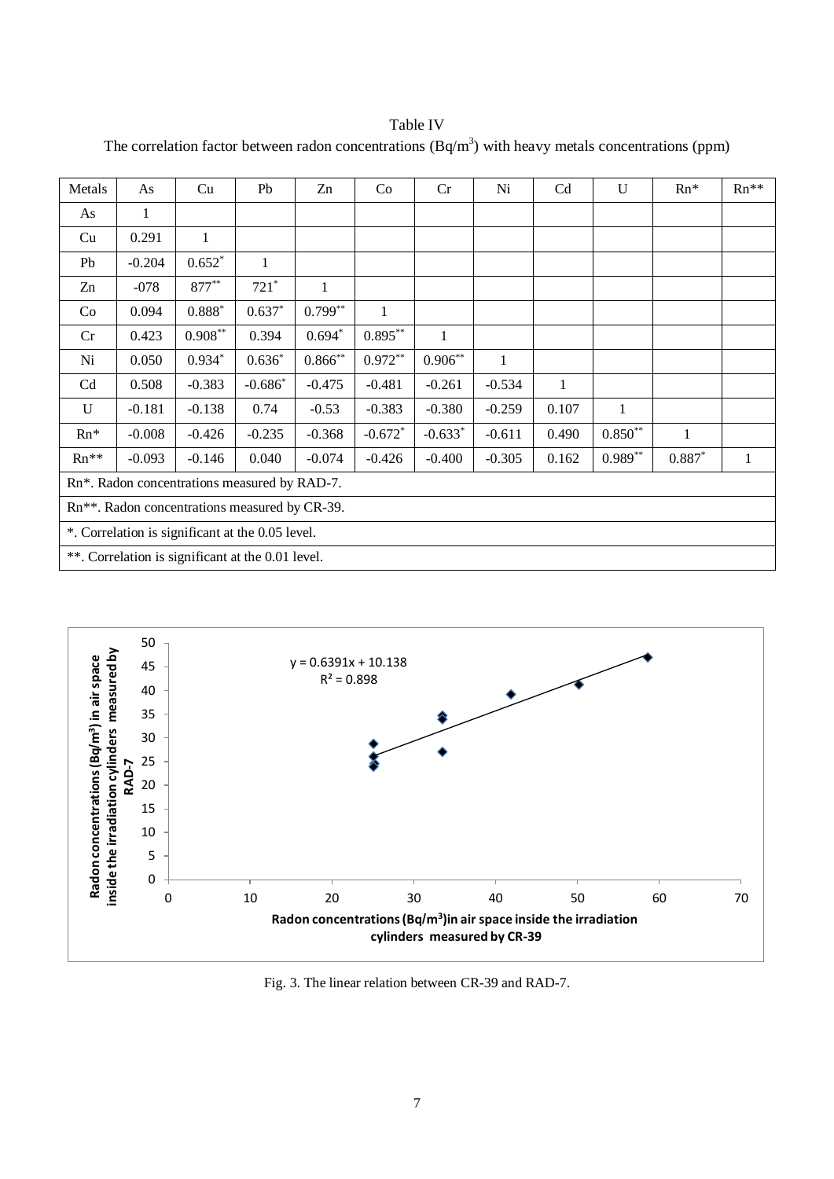Table IV
The correlation factor between radon concentrations ($Bq/m^3$) with heavy metals concentrations (ppm)

| Metals | As | Cu | Pb | Zn | Co | Cr | Ni | Cd | U | Rn* | Rn** |
|---|---|---|---|---|---|---|---|---|---|---|---|
| As | 1 | | | | | | | | | | |
| Cu | 0.291 | 1 | | | | | | | | | |
| Pb | -0.204 | 0.652* | 1 | | | | | | | | |
| Zn | -078 | 877** | 721* | 1 | | | | | | | |
| Co | 0.094 | 0.888* | 0.637* | 0.799** | 1 | | | | | | |
| Cr | 0.423 | 0.908** | 0.394 | 0.694* | 0.895** | 1 | | | | | |
| Ni | 0.050 | 0.934* | 0.636* | 0.866** | 0.972** | 0.906** | 1 | | | | |
| Cd | 0.508 | -0.383 | -0.686* | -0.475 | -0.481 | -0.261 | -0.534 | 1 | | | |
| U | -0.181 | -0.138 | 0.74 | -0.53 | -0.383 | -0.380 | -0.259 | 0.107 | 1 | | |
| Rn* | -0.008 | -0.426 | -0.235 | -0.368 | -0.672* | -0.633* | -0.611 | 0.490 | 0.850** | 1 | |
| Rn** | -0.093 | -0.146 | 0.040 | -0.074 | -0.426 | -0.400 | -0.305 | 0.162 | 0.989** | 0.887* | 1 |

Rn*. Radon concentrations measured by RAD-7.

Rn**. Radon concentrations measured by CR-39.

*. Correlation is significant at the 0.05 level.

**. Correlation is significant at the 0.01 level.

Fig. 3. The linear relation between CR-39 and RAD-7.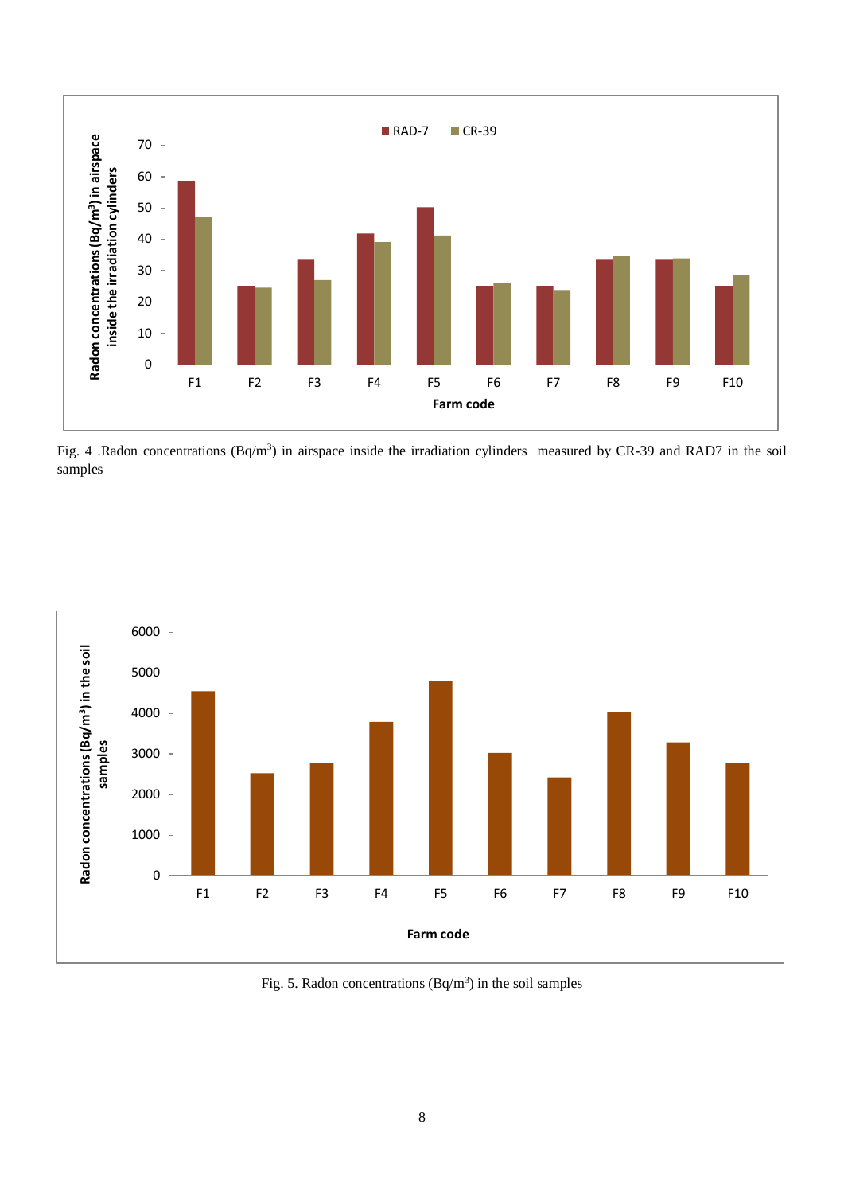Fig. 4 .Radon concentrations (Bq/m$^3$) in airspace inside the irradiation cylinders measured by CR-39 and RAD7 in the soil samples

Fig. 5. Radon concentrations (Bq/m$^3$) in the soil samples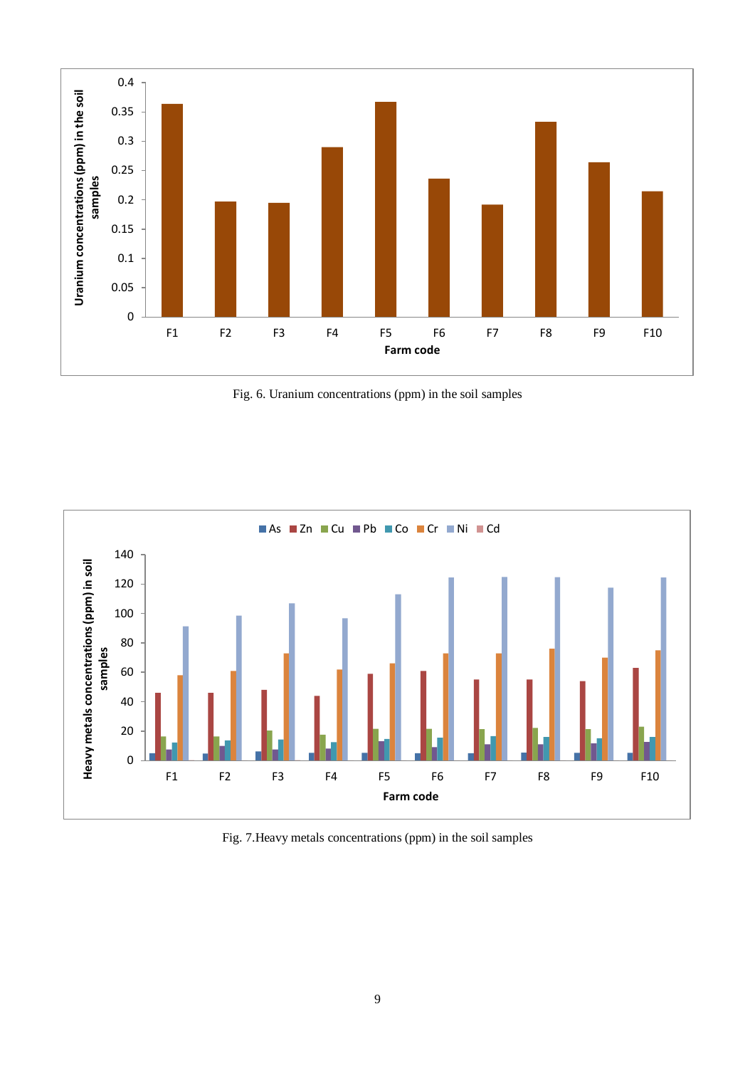Fig. 6. Uranium concentrations (ppm) in the soil samples

Fig. 7.Heavy metals concentrations (ppm) in the soil samples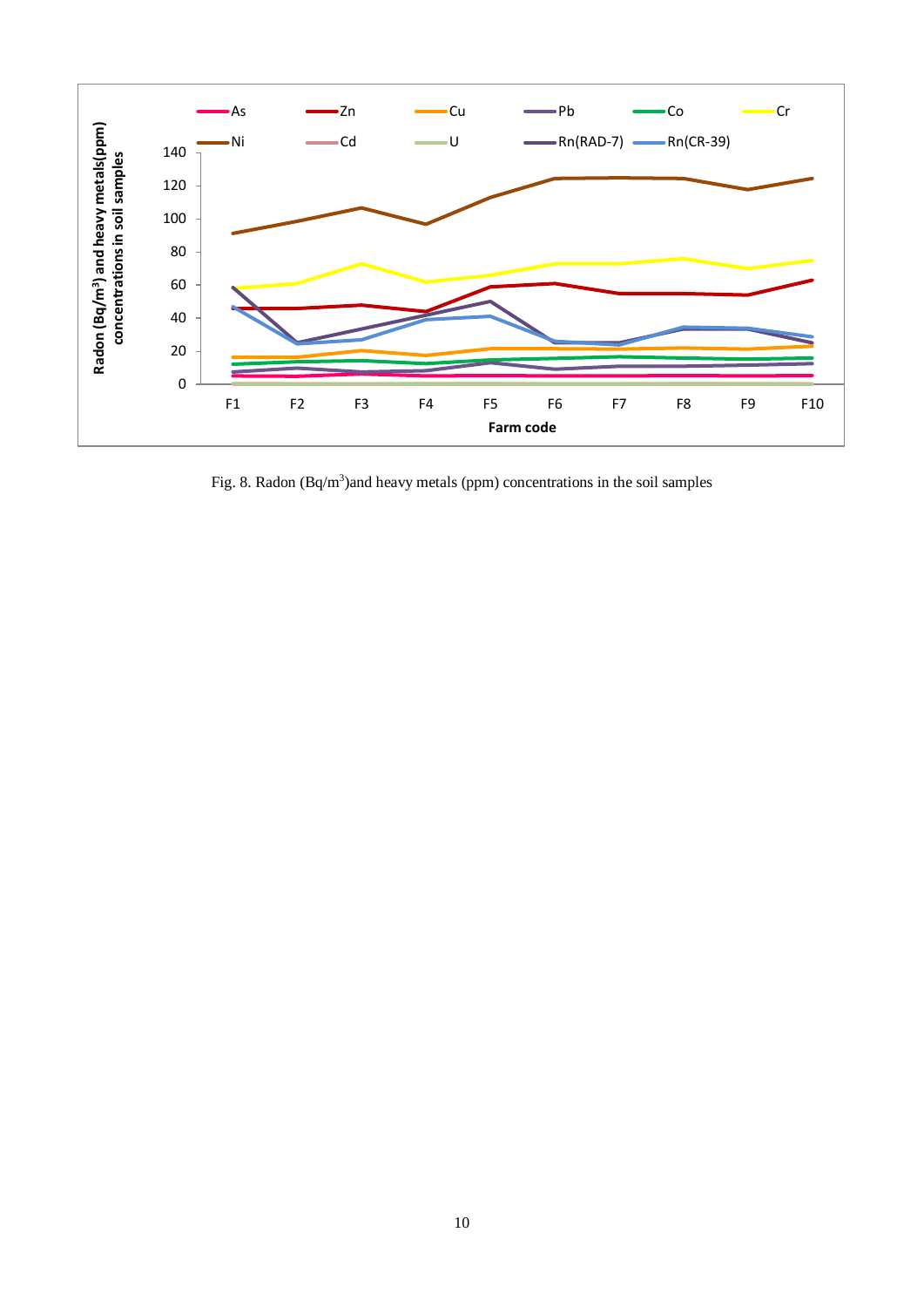As Zn Cu Pb Co Cr

Ni Cd U Rn(RAD-7) Rn(CR-39)

Radon (Bq/m³) and heavy metals(ppm) concentrations in soil samples

140
120
100
80
60
40
20
0

F1 F2 F3 F4 F5 F6 F7 F8 F9 F10

Farm code

Fig. 8. Radon ($Bq/m^3$)and heavy metals (ppm) concentrations in the soil samples